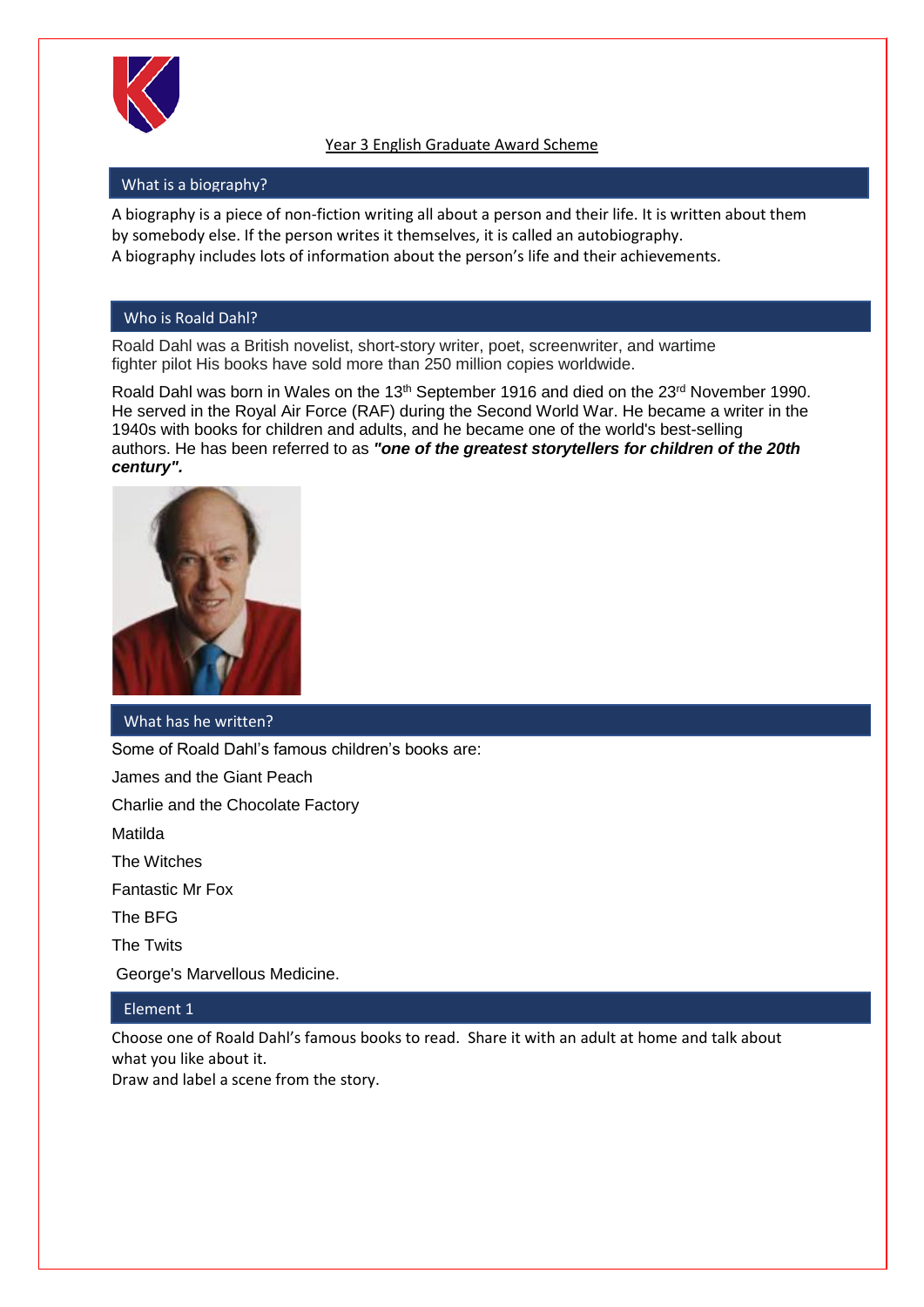# Year 3 English Graduate Award Scheme

## What is a biography?

A biography is a piece of non-fiction writing all about a person and their life. It is written about them by somebody else. If the person writes it themselves, it is called an autobiography.
A biography includes lots of information about the person's life and their achievements.

## Who is Roald Dahl?

Roald Dahl was a British novelist, short-story writer, poet, screenwriter, and wartime fighter pilot His books have sold more than 250 million copies worldwide.

Roald Dahl was born in Wales on the 13th September 1916 and died on the 23rd November 1990. He served in the Royal Air Force (RAF) during the Second World War. He became a writer in the 1940s with books for children and adults, and he became one of the world's best-selling authors. He has been referred to as ***"one of the greatest storytellers for children of the 20th century".***

## What has he written?

Some of Roald Dahl's famous children's books are:

James and the Giant Peach

Charlie and the Chocolate Factory

Matilda

The Witches

Fantastic Mr Fox

The BFG

The Twits

George's Marvellous Medicine.

## Element 1

Choose one of Roald Dahl's famous books to read. Share it with an adult at home and talk about what you like about it.
Draw and label a scene from the story.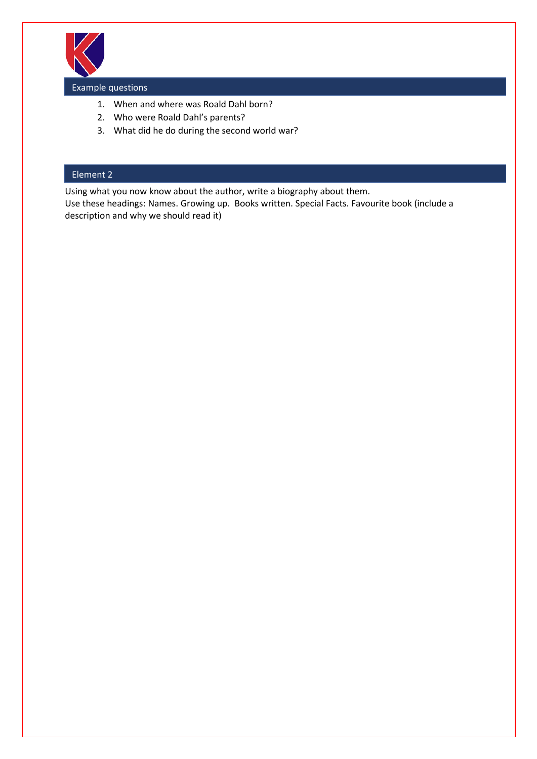## Example questions

1. When and where was Roald Dahl born?
2. Who were Roald Dahl's parents?
3. What did he do during the second world war?

## Element 2

Using what you now know about the author, write a biography about them.
Use these headings: Names. Growing up. Books written. Special Facts. Favourite book (include a description and why we should read it)